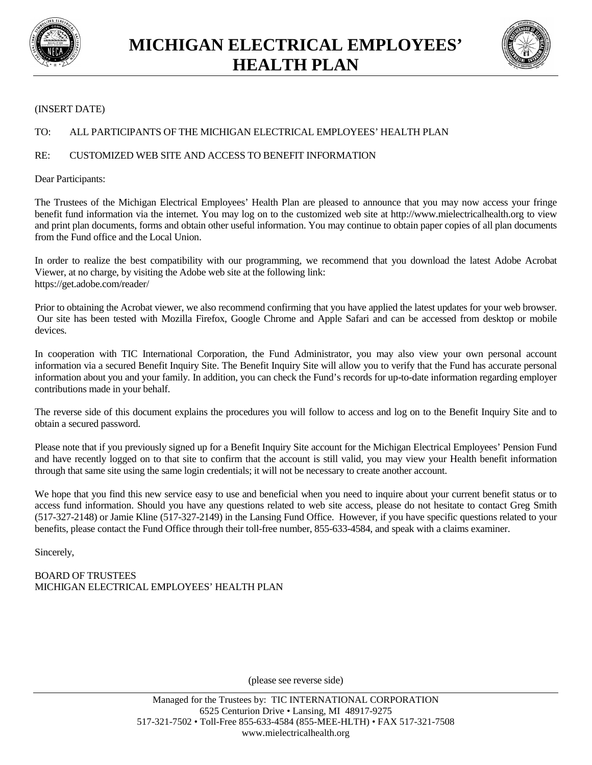# MICHIGAN ELECTRICAL EMPLOYEES' HEALTH PLAN

(INSERT DATE)

TO: ALL PARTICIPANTS OF THE MICHIGAN ELECTRICAL EMPLOYEES' HEALTH PLAN

RE: CUSTOMIZED WEB SITE AND ACCESS TO BENEFIT INFORMATION

Dear Participants:

The Trustees of the Michigan Electrical Employees' Health Plan are pleased to announce that you may now access your fringe benefit fund information via the internet. You may log on to the customized web site at http://www.mielectricalhealth.org to view and print plan documents, forms and obtain other useful information. You may continue to obtain paper copies of all plan documents from the Fund office and the Local Union.

In order to realize the best compatibility with our programming, we recommend that you download the latest Adobe Acrobat Viewer, at no charge, by visiting the Adobe web site at the following link:
https://get.adobe.com/reader/

Prior to obtaining the Acrobat viewer, we also recommend confirming that you have applied the latest updates for your web browser. Our site has been tested with Mozilla Firefox, Google Chrome and Apple Safari and can be accessed from desktop or mobile devices.

In cooperation with TIC International Corporation, the Fund Administrator, you may also view your own personal account information via a secured Benefit Inquiry Site. The Benefit Inquiry Site will allow you to verify that the Fund has accurate personal information about you and your family. In addition, you can check the Fund's records for up-to-date information regarding employer contributions made in your behalf.

The reverse side of this document explains the procedures you will follow to access and log on to the Benefit Inquiry Site and to obtain a secured password.

Please note that if you previously signed up for a Benefit Inquiry Site account for the Michigan Electrical Employees' Pension Fund and have recently logged on to that site to confirm that the account is still valid, you may view your Health benefit information through that same site using the same login credentials; it will not be necessary to create another account.

We hope that you find this new service easy to use and beneficial when you need to inquire about your current benefit status or to access fund information. Should you have any questions related to web site access, please do not hesitate to contact Greg Smith (517-327-2148) or Jamie Kline (517-327-2149) in the Lansing Fund Office. However, if you have specific questions related to your benefits, please contact the Fund Office through their toll-free number, 855-633-4584, and speak with a claims examiner.

Sincerely,

BOARD OF TRUSTEES
MICHIGAN ELECTRICAL EMPLOYEES' HEALTH PLAN

(please see reverse side)

Managed for the Trustees by: TIC INTERNATIONAL CORPORATION
6525 Centurion Drive • Lansing, MI 48917-9275
517-321-7502 • Toll-Free 855-633-4584 (855-MEE-HLTH) • FAX 517-321-7508
www.mielectricalhealth.org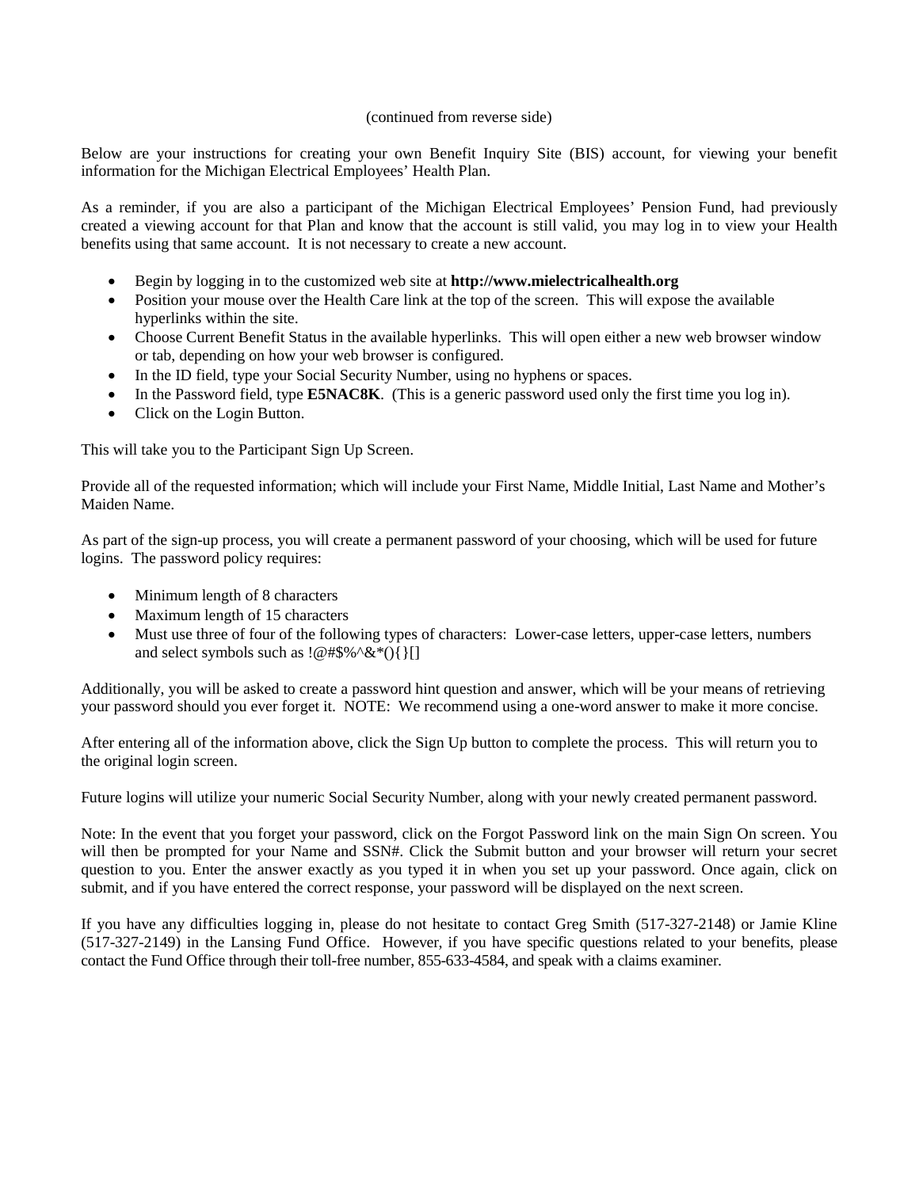(continued from reverse side)

Below are your instructions for creating your own Benefit Inquiry Site (BIS) account, for viewing your benefit information for the Michigan Electrical Employees' Health Plan.

As a reminder, if you are also a participant of the Michigan Electrical Employees' Pension Fund, had previously created a viewing account for that Plan and know that the account is still valid, you may log in to view your Health benefits using that same account. It is not necessary to create a new account.

- Begin by logging in to the customized web site at **http://www.mielectricalhealth.org**
- Position your mouse over the Health Care link at the top of the screen. This will expose the available hyperlinks within the site.
- Choose Current Benefit Status in the available hyperlinks. This will open either a new web browser window or tab, depending on how your web browser is configured.
- In the ID field, type your Social Security Number, using no hyphens or spaces.
- In the Password field, type **E5NAC8K**. (This is a generic password used only the first time you log in).
- Click on the Login Button.

This will take you to the Participant Sign Up Screen.

Provide all of the requested information; which will include your First Name, Middle Initial, Last Name and Mother's Maiden Name.

As part of the sign-up process, you will create a permanent password of your choosing, which will be used for future logins. The password policy requires:

- Minimum length of 8 characters
- Maximum length of 15 characters
- Must use three of four of the following types of characters: Lower-case letters, upper-case letters, numbers and select symbols such as !@#$%^&*(){}[]

Additionally, you will be asked to create a password hint question and answer, which will be your means of retrieving your password should you ever forget it. NOTE: We recommend using a one-word answer to make it more concise.

After entering all of the information above, click the Sign Up button to complete the process. This will return you to the original login screen.

Future logins will utilize your numeric Social Security Number, along with your newly created permanent password.

Note: In the event that you forget your password, click on the Forgot Password link on the main Sign On screen. You will then be prompted for your Name and SSN#. Click the Submit button and your browser will return your secret question to you. Enter the answer exactly as you typed it in when you set up your password. Once again, click on submit, and if you have entered the correct response, your password will be displayed on the next screen.

If you have any difficulties logging in, please do not hesitate to contact Greg Smith (517-327-2148) or Jamie Kline (517-327-2149) in the Lansing Fund Office. However, if you have specific questions related to your benefits, please contact the Fund Office through their toll-free number, 855-633-4584, and speak with a claims examiner.